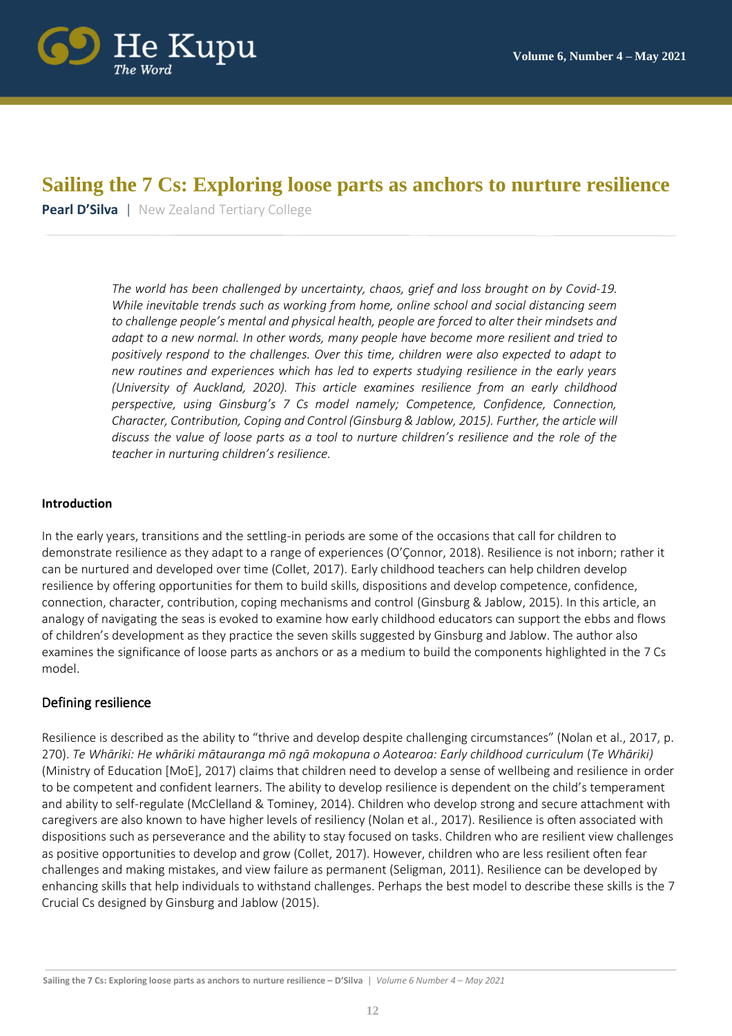# Sailing the 7 Cs: Exploring loose parts as anchors to nurture resilience

**Pearl D'Silva** | New Zealand Tertiary College

*The world has been challenged by uncertainty, chaos, grief and loss brought on by Covid-19. While inevitable trends such as working from home, online school and social distancing seem to challenge people's mental and physical health, people are forced to alter their mindsets and adapt to a new normal. In other words, many people have become more resilient and tried to positively respond to the challenges. Over this time, children were also expected to adapt to new routines and experiences which has led to experts studying resilience in the early years (University of Auckland, 2020). This article examines resilience from an early childhood perspective, using Ginsburg's 7 Cs model namely; Competence, Confidence, Connection, Character, Contribution, Coping and Control (Ginsburg & Jablow, 2015). Further, the article will discuss the value of loose parts as a tool to nurture children's resilience and the role of the teacher in nurturing children's resilience.*

## Introduction

In the early years, transitions and the settling-in periods are some of the occasions that call for children to demonstrate resilience as they adapt to a range of experiences (O'Çonnor, 2018). Resilience is not inborn; rather it can be nurtured and developed over time (Collet, 2017). Early childhood teachers can help children develop resilience by offering opportunities for them to build skills, dispositions and develop competence, confidence, connection, character, contribution, coping mechanisms and control (Ginsburg & Jablow, 2015). In this article, an analogy of navigating the seas is evoked to examine how early childhood educators can support the ebbs and flows of children's development as they practice the seven skills suggested by Ginsburg and Jablow. The author also examines the significance of loose parts as anchors or as a medium to build the components highlighted in the 7 Cs model.

## Defining resilience

Resilience is described as the ability to "thrive and develop despite challenging circumstances" (Nolan et al., 2017, p. 270). *Te Whāriki: He whāriki mātauranga mō ngā mokopuna o Aotearoa: Early childhood curriculum* (*Te Whāriki*) (Ministry of Education [MoE], 2017) claims that children need to develop a sense of wellbeing and resilience in order to be competent and confident learners. The ability to develop resilience is dependent on the child's temperament and ability to self-regulate (McClelland & Tominey, 2014). Children who develop strong and secure attachment with caregivers are also known to have higher levels of resiliency (Nolan et al., 2017). Resilience is often associated with dispositions such as perseverance and the ability to stay focused on tasks. Children who are resilient view challenges as positive opportunities to develop and grow (Collet, 2017). However, children who are less resilient often fear challenges and making mistakes, and view failure as permanent (Seligman, 2011). Resilience can be developed by enhancing skills that help individuals to withstand challenges. Perhaps the best model to describe these skills is the 7 Crucial Cs designed by Ginsburg and Jablow (2015).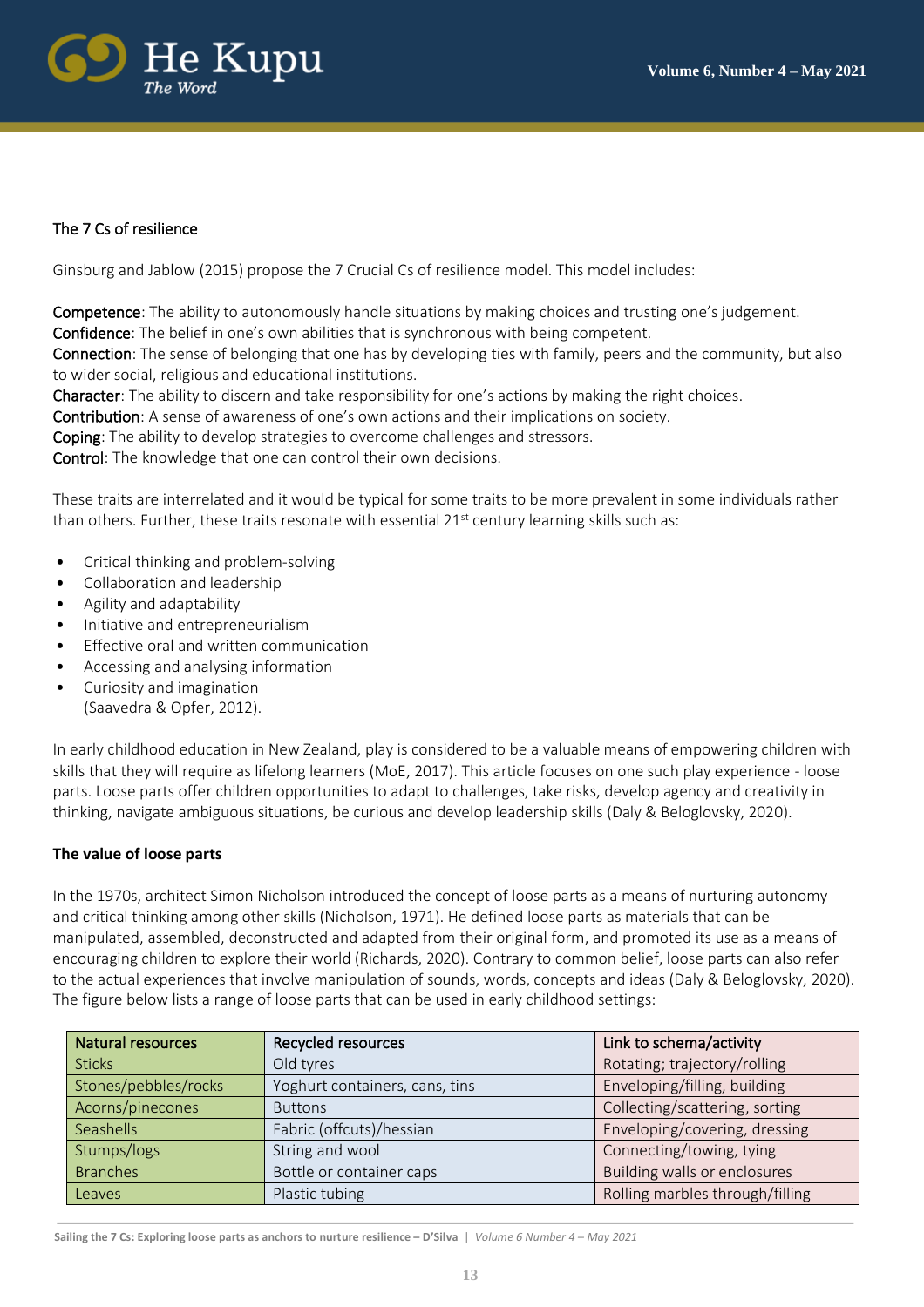## The 7 Cs of resilience

Ginsburg and Jablow (2015) propose the 7 Crucial Cs of resilience model. This model includes:

Competence: The ability to autonomously handle situations by making choices and trusting one's judgement.
Confidence: The belief in one's own abilities that is synchronous with being competent.
Connection: The sense of belonging that one has by developing ties with family, peers and the community, but also to wider social, religious and educational institutions.
Character: The ability to discern and take responsibility for one's actions by making the right choices.
Contribution: A sense of awareness of one's own actions and their implications on society.
Coping: The ability to develop strategies to overcome challenges and stressors.
Control: The knowledge that one can control their own decisions.

These traits are interrelated and it would be typical for some traits to be more prevalent in some individuals rather than others. Further, these traits resonate with essential 21st century learning skills such as:

- Critical thinking and problem-solving
- Collaboration and leadership
- Agility and adaptability
- Initiative and entrepreneurialism
- Effective oral and written communication
- Accessing and analysing information
- Curiosity and imagination
  (Saavedra & Opfer, 2012).

In early childhood education in New Zealand, play is considered to be a valuable means of empowering children with skills that they will require as lifelong learners (MoE, 2017). This article focuses on one such play experience - loose parts. Loose parts offer children opportunities to adapt to challenges, take risks, develop agency and creativity in thinking, navigate ambiguous situations, be curious and develop leadership skills (Daly & Beloglovsky, 2020).

### The value of loose parts

In the 1970s, architect Simon Nicholson introduced the concept of loose parts as a means of nurturing autonomy and critical thinking among other skills (Nicholson, 1971). He defined loose parts as materials that can be manipulated, assembled, deconstructed and adapted from their original form, and promoted its use as a means of encouraging children to explore their world (Richards, 2020). Contrary to common belief, loose parts can also refer to the actual experiences that involve manipulation of sounds, words, concepts and ideas (Daly & Beloglovsky, 2020). The figure below lists a range of loose parts that can be used in early childhood settings:

| Natural resources | Recycled resources | Link to schema/activity |
|---|---|---|
| Sticks | Old tyres | Rotating; trajectory/rolling |
| Stones/pebbles/rocks | Yoghurt containers, cans, tins | Enveloping/filling, building |
| Acorns/pinecones | Buttons | Collecting/scattering, sorting |
| Seashells | Fabric (offcuts)/hessian | Enveloping/covering, dressing |
| Stumps/logs | String and wool | Connecting/towing, tying |
| Branches | Bottle or container caps | Building walls or enclosures |
| Leaves | Plastic tubing | Rolling marbles through/filling |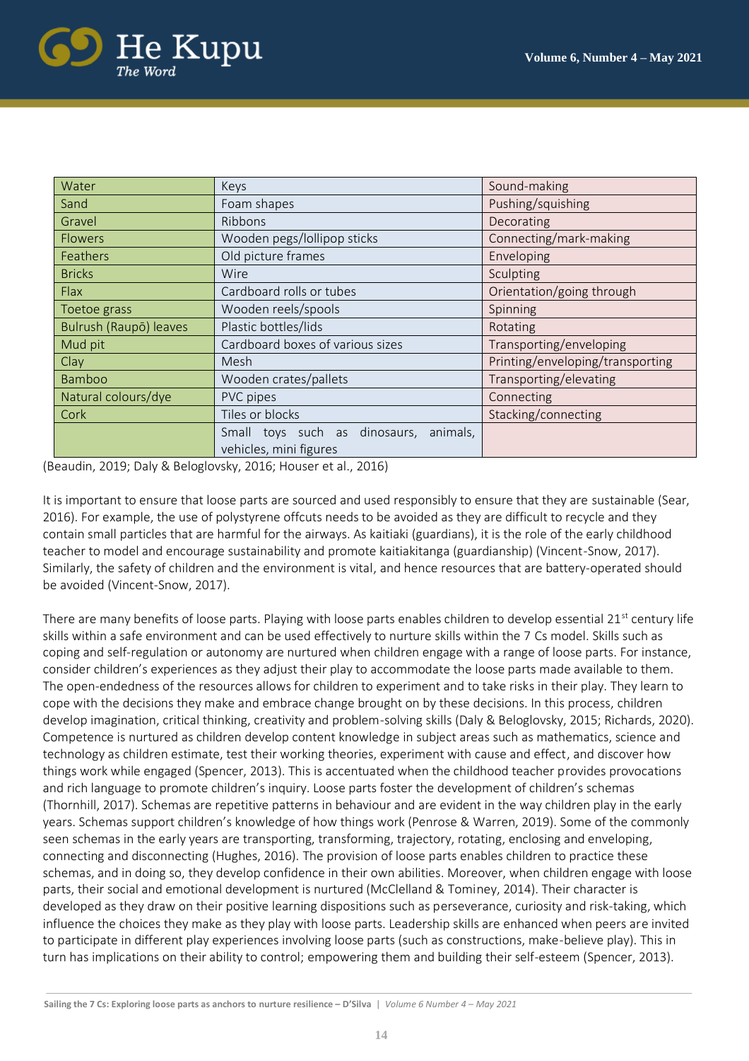| Water | Keys | Sound-making |
|---|---|---|
| Sand | Foam shapes | Pushing/squishing |
| Gravel | Ribbons | Decorating |
| Flowers | Wooden pegs/lollipop sticks | Connecting/mark-making |
| Feathers | Old picture frames | Enveloping |
| Bricks | Wire | Sculpting |
| Flax | Cardboard rolls or tubes | Orientation/going through |
| Toetoe grass | Wooden reels/spools | Spinning |
| Bulrush (Raupō) leaves | Plastic bottles/lids | Rotating |
| Mud pit | Cardboard boxes of various sizes | Transporting/enveloping |
| Clay | Mesh | Printing/enveloping/transporting |
| Bamboo | Wooden crates/pallets | Transporting/elevating |
| Natural colours/dye | PVC pipes | Connecting |
| Cork | Tiles or blocks | Stacking/connecting |
| | Small toys such as dinosaurs, animals, vehicles, mini figures | |

(Beaudin, 2019; Daly & Beloglovsky, 2016; Houser et al., 2016)

It is important to ensure that loose parts are sourced and used responsibly to ensure that they are sustainable (Sear, 2016). For example, the use of polystyrene offcuts needs to be avoided as they are difficult to recycle and they contain small particles that are harmful for the airways. As kaitiaki (guardians), it is the role of the early childhood teacher to model and encourage sustainability and promote kaitiakitanga (guardianship) (Vincent-Snow, 2017). Similarly, the safety of children and the environment is vital, and hence resources that are battery-operated should be avoided (Vincent-Snow, 2017).

There are many benefits of loose parts. Playing with loose parts enables children to develop essential 21st century life skills within a safe environment and can be used effectively to nurture skills within the 7 Cs model. Skills such as coping and self-regulation or autonomy are nurtured when children engage with a range of loose parts. For instance, consider children's experiences as they adjust their play to accommodate the loose parts made available to them. The open-endedness of the resources allows for children to experiment and to take risks in their play. They learn to cope with the decisions they make and embrace change brought on by these decisions. In this process, children develop imagination, critical thinking, creativity and problem-solving skills (Daly & Beloglovsky, 2015; Richards, 2020). Competence is nurtured as children develop content knowledge in subject areas such as mathematics, science and technology as children estimate, test their working theories, experiment with cause and effect, and discover how things work while engaged (Spencer, 2013). This is accentuated when the childhood teacher provides provocations and rich language to promote children's inquiry. Loose parts foster the development of children's schemas (Thornhill, 2017). Schemas are repetitive patterns in behaviour and are evident in the way children play in the early years. Schemas support children's knowledge of how things work (Penrose & Warren, 2019). Some of the commonly seen schemas in the early years are transporting, transforming, trajectory, rotating, enclosing and enveloping, connecting and disconnecting (Hughes, 2016). The provision of loose parts enables children to practice these schemas, and in doing so, they develop confidence in their own abilities. Moreover, when children engage with loose parts, their social and emotional development is nurtured (McClelland & Tominey, 2014). Their character is developed as they draw on their positive learning dispositions such as perseverance, curiosity and risk-taking, which influence the choices they make as they play with loose parts. Leadership skills are enhanced when peers are invited to participate in different play experiences involving loose parts (such as constructions, make-believe play). This in turn has implications on their ability to control; empowering them and building their self-esteem (Spencer, 2013).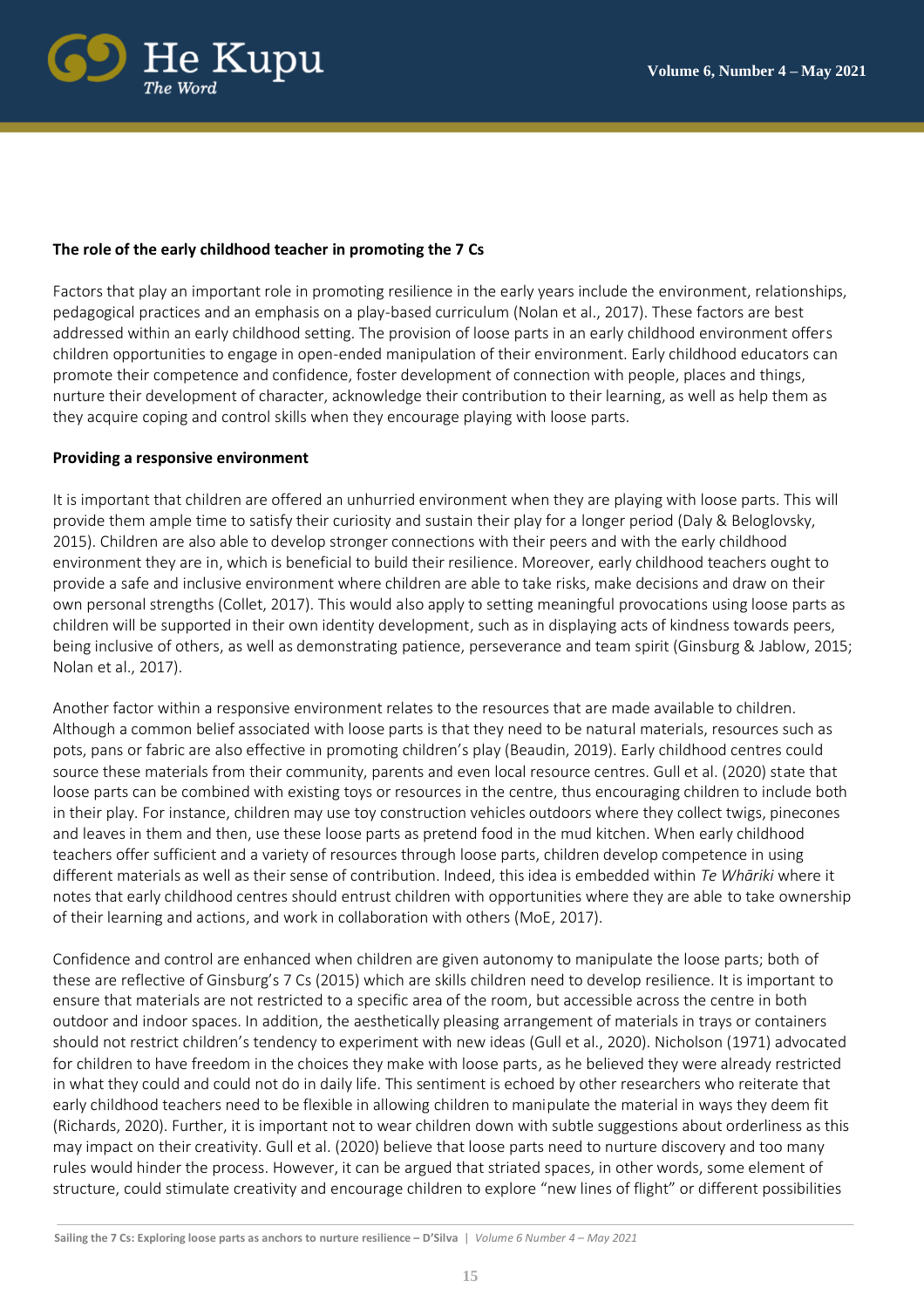**The role of the early childhood teacher in promoting the 7 Cs**

Factors that play an important role in promoting resilience in the early years include the environment, relationships, pedagogical practices and an emphasis on a play-based curriculum (Nolan et al., 2017). These factors are best addressed within an early childhood setting. The provision of loose parts in an early childhood environment offers children opportunities to engage in open-ended manipulation of their environment. Early childhood educators can promote their competence and confidence, foster development of connection with people, places and things, nurture their development of character, acknowledge their contribution to their learning, as well as help them as they acquire coping and control skills when they encourage playing with loose parts.

**Providing a responsive environment**

It is important that children are offered an unhurried environment when they are playing with loose parts. This will provide them ample time to satisfy their curiosity and sustain their play for a longer period (Daly & Beloglovsky, 2015). Children are also able to develop stronger connections with their peers and with the early childhood environment they are in, which is beneficial to build their resilience. Moreover, early childhood teachers ought to provide a safe and inclusive environment where children are able to take risks, make decisions and draw on their own personal strengths (Collet, 2017). This would also apply to setting meaningful provocations using loose parts as children will be supported in their own identity development, such as in displaying acts of kindness towards peers, being inclusive of others, as well as demonstrating patience, perseverance and team spirit (Ginsburg & Jablow, 2015; Nolan et al., 2017).

Another factor within a responsive environment relates to the resources that are made available to children. Although a common belief associated with loose parts is that they need to be natural materials, resources such as pots, pans or fabric are also effective in promoting children's play (Beaudin, 2019). Early childhood centres could source these materials from their community, parents and even local resource centres. Gull et al. (2020) state that loose parts can be combined with existing toys or resources in the centre, thus encouraging children to include both in their play. For instance, children may use toy construction vehicles outdoors where they collect twigs, pinecones and leaves in them and then, use these loose parts as pretend food in the mud kitchen. When early childhood teachers offer sufficient and a variety of resources through loose parts, children develop competence in using different materials as well as their sense of contribution. Indeed, this idea is embedded within *Te Whāriki* where it notes that early childhood centres should entrust children with opportunities where they are able to take ownership of their learning and actions, and work in collaboration with others (MoE, 2017).

Confidence and control are enhanced when children are given autonomy to manipulate the loose parts; both of these are reflective of Ginsburg's 7 Cs (2015) which are skills children need to develop resilience. It is important to ensure that materials are not restricted to a specific area of the room, but accessible across the centre in both outdoor and indoor spaces. In addition, the aesthetically pleasing arrangement of materials in trays or containers should not restrict children's tendency to experiment with new ideas (Gull et al., 2020). Nicholson (1971) advocated for children to have freedom in the choices they make with loose parts, as he believed they were already restricted in what they could and could not do in daily life. This sentiment is echoed by other researchers who reiterate that early childhood teachers need to be flexible in allowing children to manipulate the material in ways they deem fit (Richards, 2020). Further, it is important not to wear children down with subtle suggestions about orderliness as this may impact on their creativity. Gull et al. (2020) believe that loose parts need to nurture discovery and too many rules would hinder the process. However, it can be argued that striated spaces, in other words, some element of structure, could stimulate creativity and encourage children to explore "new lines of flight" or different possibilities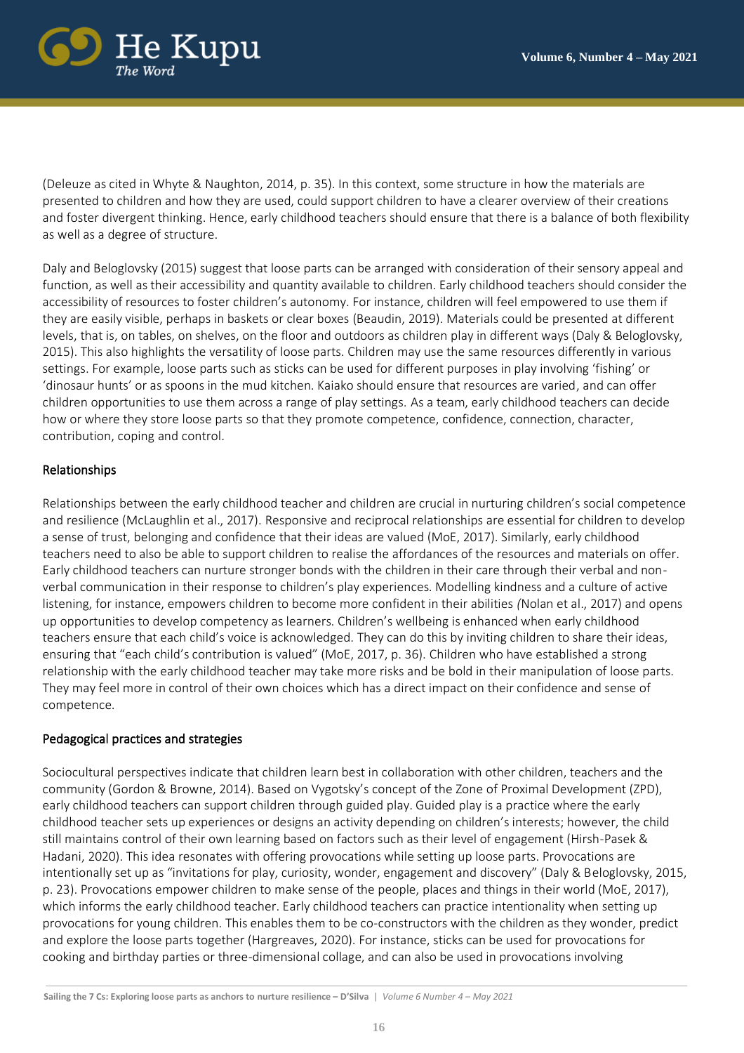(Deleuze as cited in Whyte & Naughton, 2014, p. 35). In this context, some structure in how the materials are presented to children and how they are used, could support children to have a clearer overview of their creations and foster divergent thinking. Hence, early childhood teachers should ensure that there is a balance of both flexibility as well as a degree of structure.

Daly and Beloglovsky (2015) suggest that loose parts can be arranged with consideration of their sensory appeal and function, as well as their accessibility and quantity available to children. Early childhood teachers should consider the accessibility of resources to foster children's autonomy. For instance, children will feel empowered to use them if they are easily visible, perhaps in baskets or clear boxes (Beaudin, 2019). Materials could be presented at different levels, that is, on tables, on shelves, on the floor and outdoors as children play in different ways (Daly & Beloglovsky, 2015). This also highlights the versatility of loose parts. Children may use the same resources differently in various settings. For example, loose parts such as sticks can be used for different purposes in play involving 'fishing' or 'dinosaur hunts' or as spoons in the mud kitchen. Kaiako should ensure that resources are varied, and can offer children opportunities to use them across a range of play settings. As a team, early childhood teachers can decide how or where they store loose parts so that they promote competence, confidence, connection, character, contribution, coping and control.

## Relationships

Relationships between the early childhood teacher and children are crucial in nurturing children's social competence and resilience (McLaughlin et al., 2017). Responsive and reciprocal relationships are essential for children to develop a sense of trust, belonging and confidence that their ideas are valued (MoE, 2017). Similarly, early childhood teachers need to also be able to support children to realise the affordances of the resources and materials on offer. Early childhood teachers can nurture stronger bonds with the children in their care through their verbal and non-verbal communication in their response to children's play experiences. Modelling kindness and a culture of active listening, for instance, empowers children to become more confident in their abilities *(*Nolan et al., 2017) and opens up opportunities to develop competency as learners. Children's wellbeing is enhanced when early childhood teachers ensure that each child's voice is acknowledged. They can do this by inviting children to share their ideas, ensuring that "each child's contribution is valued" (MoE, 2017, p. 36). Children who have established a strong relationship with the early childhood teacher may take more risks and be bold in their manipulation of loose parts. They may feel more in control of their own choices which has a direct impact on their confidence and sense of competence.

## Pedagogical practices and strategies

Sociocultural perspectives indicate that children learn best in collaboration with other children, teachers and the community (Gordon & Browne, 2014). Based on Vygotsky's concept of the Zone of Proximal Development (ZPD), early childhood teachers can support children through guided play. Guided play is a practice where the early childhood teacher sets up experiences or designs an activity depending on children's interests; however, the child still maintains control of their own learning based on factors such as their level of engagement (Hirsh-Pasek & Hadani, 2020). This idea resonates with offering provocations while setting up loose parts. Provocations are intentionally set up as "invitations for play, curiosity, wonder, engagement and discovery" (Daly & Beloglovsky, 2015, p. 23). Provocations empower children to make sense of the people, places and things in their world (MoE, 2017), which informs the early childhood teacher. Early childhood teachers can practice intentionality when setting up provocations for young children. This enables them to be co-constructors with the children as they wonder, predict and explore the loose parts together (Hargreaves, 2020). For instance, sticks can be used for provocations for cooking and birthday parties or three-dimensional collage, and can also be used in provocations involving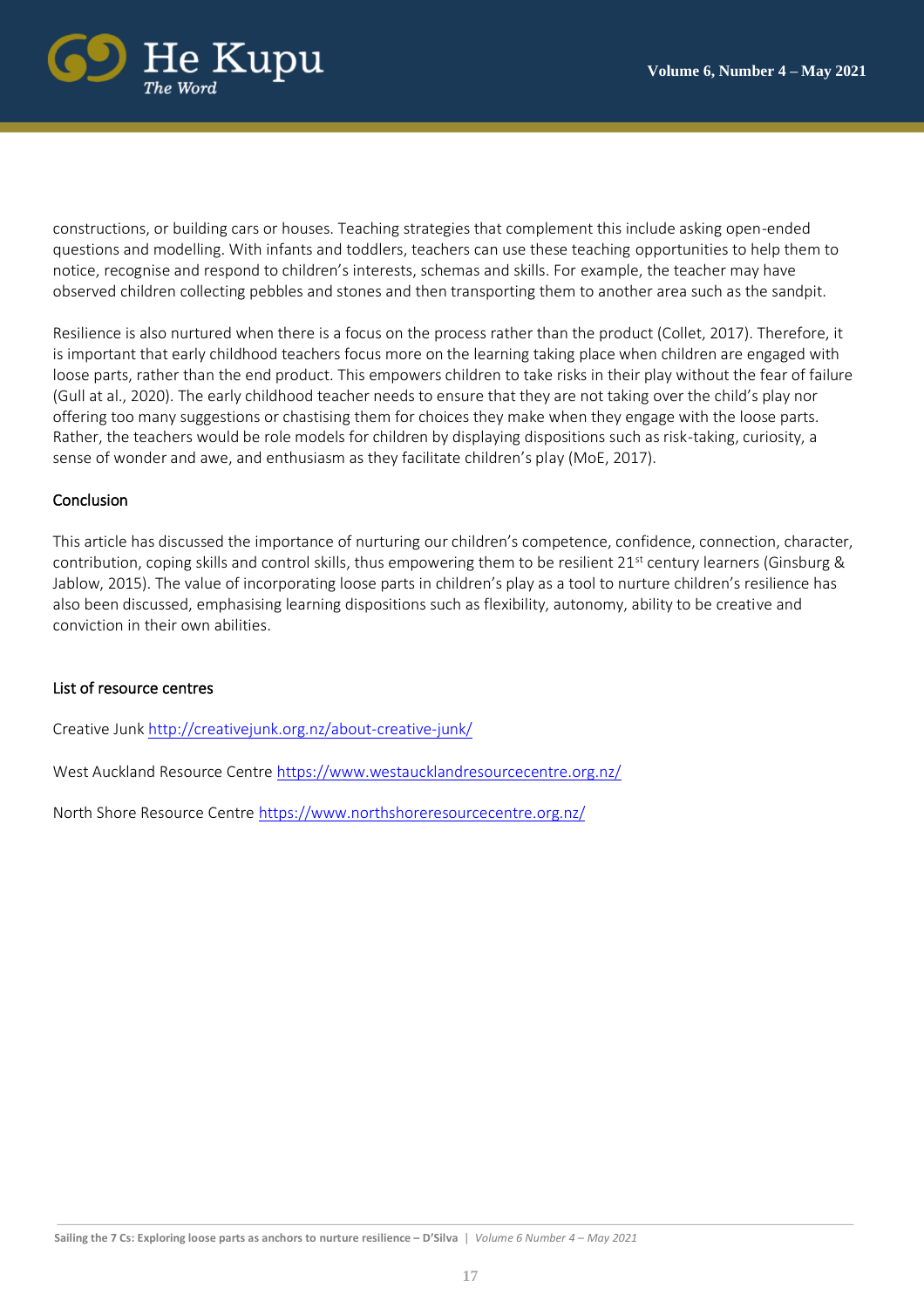constructions, or building cars or houses. Teaching strategies that complement this include asking open-ended questions and modelling. With infants and toddlers, teachers can use these teaching opportunities to help them to notice, recognise and respond to children's interests, schemas and skills. For example, the teacher may have observed children collecting pebbles and stones and then transporting them to another area such as the sandpit.

Resilience is also nurtured when there is a focus on the process rather than the product (Collet, 2017). Therefore, it is important that early childhood teachers focus more on the learning taking place when children are engaged with loose parts, rather than the end product. This empowers children to take risks in their play without the fear of failure (Gull at al., 2020). The early childhood teacher needs to ensure that they are not taking over the child's play nor offering too many suggestions or chastising them for choices they make when they engage with the loose parts. Rather, the teachers would be role models for children by displaying dispositions such as risk-taking, curiosity, a sense of wonder and awe, and enthusiasm as they facilitate children's play (MoE, 2017).

## Conclusion

This article has discussed the importance of nurturing our children's competence, confidence, connection, character, contribution, coping skills and control skills, thus empowering them to be resilient 21st century learners (Ginsburg & Jablow, 2015). The value of incorporating loose parts in children's play as a tool to nurture children's resilience has also been discussed, emphasising learning dispositions such as flexibility, autonomy, ability to be creative and conviction in their own abilities.

## List of resource centres

Creative Junk http://creativejunk.org.nz/about-creative-junk/

West Auckland Resource Centre https://www.westaucklandresourcecentre.org.nz/

North Shore Resource Centre https://www.northshoreresourcecentre.org.nz/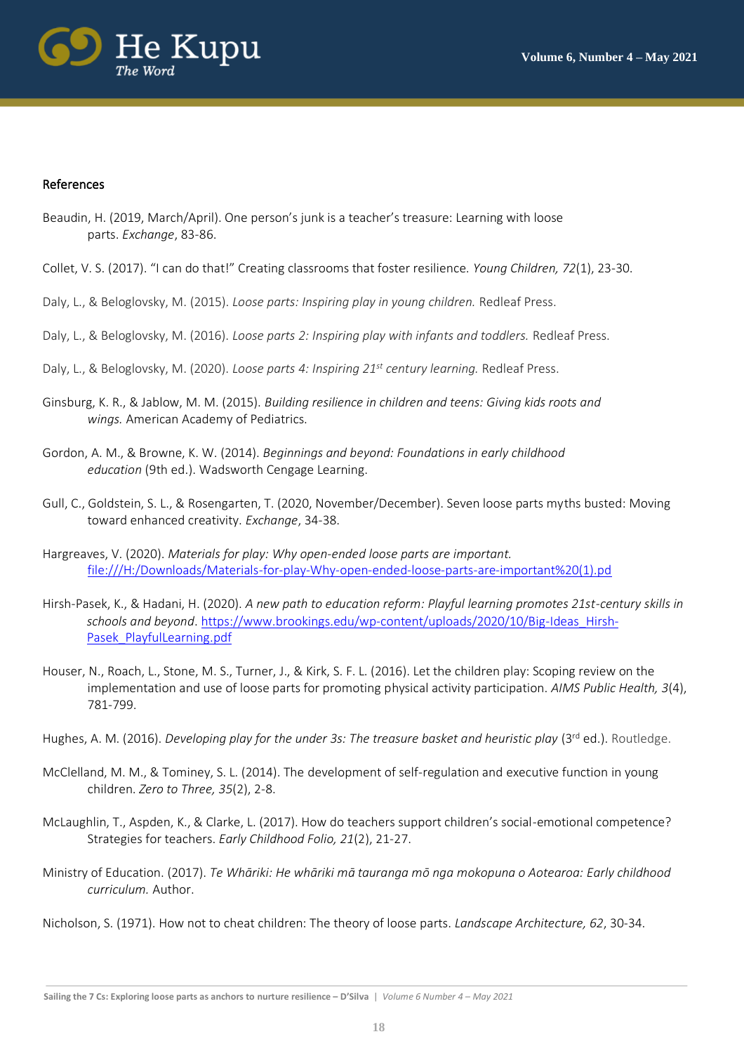## References

Beaudin, H. (2019, March/April). One person's junk is a teacher's treasure: Learning with loose parts. *Exchange*, 83-86.

Collet, V. S. (2017). "I can do that!" Creating classrooms that foster resilience. *Young Children, 72*(1), 23-30.

Daly, L., & Beloglovsky, M. (2015). *Loose parts: Inspiring play in young children.* Redleaf Press.

Daly, L., & Beloglovsky, M. (2016). *Loose parts 2: Inspiring play with infants and toddlers.* Redleaf Press.

Daly, L., & Beloglovsky, M. (2020). *Loose parts 4: Inspiring 21st century learning.* Redleaf Press.

Ginsburg, K. R., & Jablow, M. M. (2015). *Building resilience in children and teens: Giving kids roots and wings.* American Academy of Pediatrics.

Gordon, A. M., & Browne, K. W. (2014). *Beginnings and beyond: Foundations in early childhood education* (9th ed.). Wadsworth Cengage Learning.

Gull, C., Goldstein, S. L., & Rosengarten, T. (2020, November/December). Seven loose parts myths busted: Moving toward enhanced creativity. *Exchange*, 34-38.

Hargreaves, V. (2020). *Materials for play: Why open-ended loose parts are important.* file:///H:/Downloads/Materials-for-play-Why-open-ended-loose-parts-are-important%20(1).pd

Hirsh-Pasek, K., & Hadani, H. (2020). *A new path to education reform: Playful learning promotes 21st-century skills in schools and beyond*. https://www.brookings.edu/wp-content/uploads/2020/10/Big-Ideas_Hirsh-Pasek_PlayfulLearning.pdf

Houser, N., Roach, L., Stone, M. S., Turner, J., & Kirk, S. F. L. (2016). Let the children play: Scoping review on the implementation and use of loose parts for promoting physical activity participation. *AIMS Public Health, 3*(4), 781-799.

Hughes, A. M. (2016). *Developing play for the under 3s: The treasure basket and heuristic play* (3rd ed.). Routledge.

McClelland, M. M., & Tominey, S. L. (2014). The development of self-regulation and executive function in young children. *Zero to Three, 35*(2), 2-8.

McLaughlin, T., Aspden, K., & Clarke, L. (2017). How do teachers support children's social-emotional competence? Strategies for teachers. *Early Childhood Folio, 21*(2), 21-27.

Ministry of Education. (2017). *Te Whāriki: He whāriki mā tauranga mō nga mokopuna o Aotearoa: Early childhood curriculum.* Author.

Nicholson, S. (1971). How not to cheat children: The theory of loose parts. *Landscape Architecture, 62*, 30-34.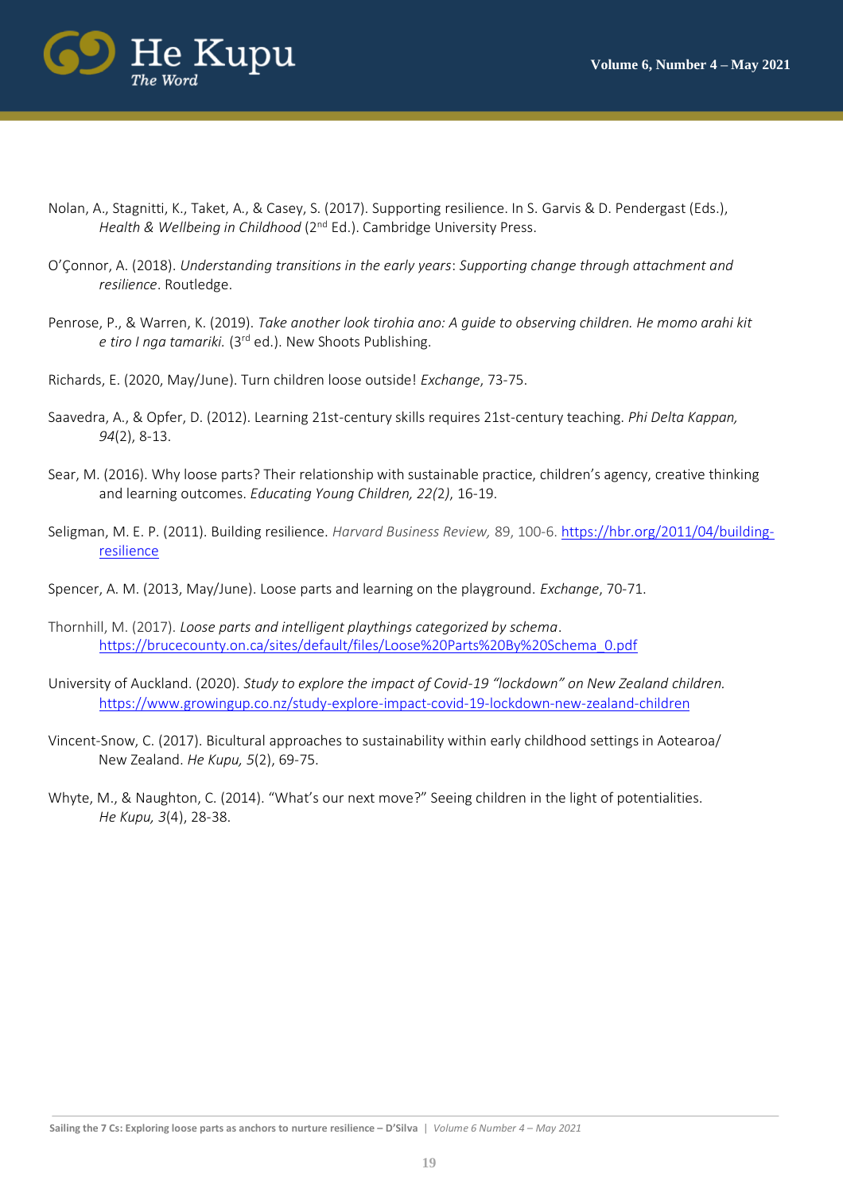Nolan, A., Stagnitti, K., Taket, A., & Casey, S. (2017). Supporting resilience. In S. Garvis & D. Pendergast (Eds.), *Health & Wellbeing in Childhood* (2nd Ed.). Cambridge University Press.

O'Çonnor, A. (2018). *Understanding transitions in the early years*: *Supporting change through attachment and resilience*. Routledge.

Penrose, P., & Warren, K. (2019). *Take another look tirohia ano: A guide to observing children. He momo arahi kit e tiro I nga tamariki.* (3rd ed.). New Shoots Publishing.

Richards, E. (2020, May/June). Turn children loose outside! *Exchange*, 73-75.

Saavedra, A., & Opfer, D. (2012). Learning 21st-century skills requires 21st-century teaching. *Phi Delta Kappan, 94*(2), 8-13.

Sear, M. (2016). Why loose parts? Their relationship with sustainable practice, children's agency, creative thinking and learning outcomes. *Educating Young Children, 22(2)*, 16-19.

Seligman, M. E. P. (2011). Building resilience. *Harvard Business Review,* 89, 100-6. https://hbr.org/2011/04/building-resilience

Spencer, A. M. (2013, May/June). Loose parts and learning on the playground. *Exchange*, 70-71.

Thornhill, M. (2017). *Loose parts and intelligent playthings categorized by schema*. https://brucecounty.on.ca/sites/default/files/Loose%20Parts%20By%20Schema_0.pdf

University of Auckland. (2020). *Study to explore the impact of Covid-19 "lockdown" on New Zealand children.* https://www.growingup.co.nz/study-explore-impact-covid-19-lockdown-new-zealand-children

Vincent-Snow, C. (2017). Bicultural approaches to sustainability within early childhood settings in Aotearoa/ New Zealand. *He Kupu, 5*(2), 69-75.

Whyte, M., & Naughton, C. (2014). "What's our next move?" Seeing children in the light of potentialities. *He Kupu, 3*(4), 28-38.